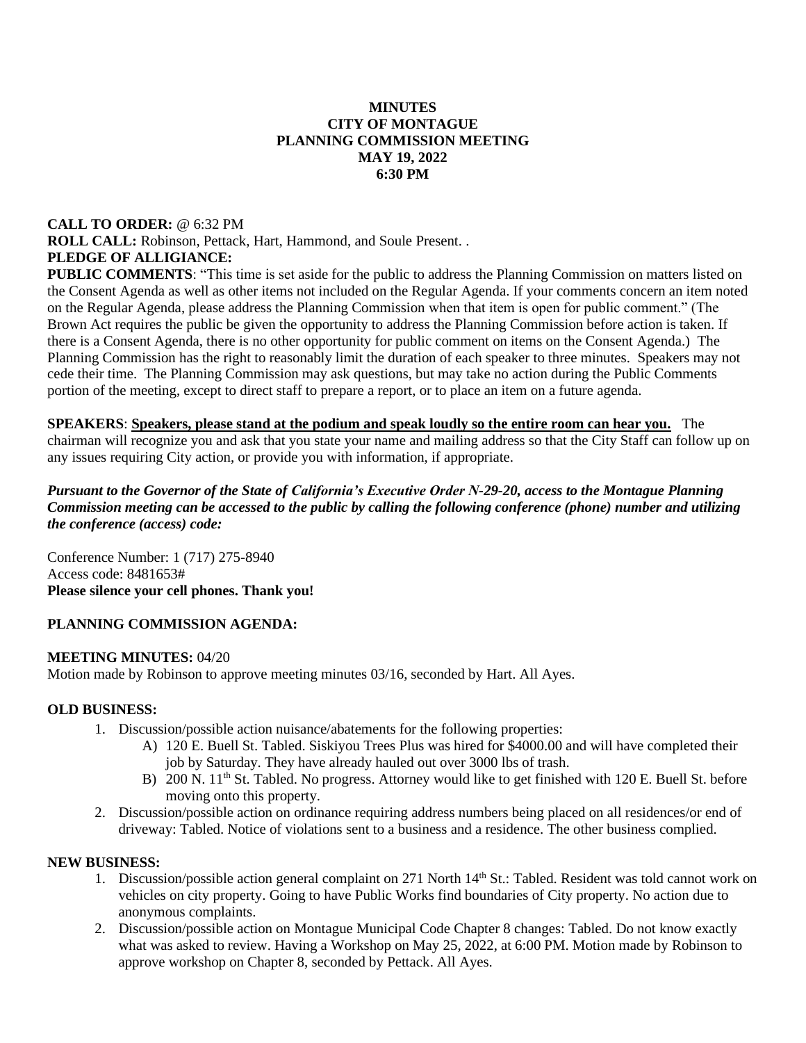**MINUTES**
**CITY OF MONTAGUE**
**PLANNING COMMISSION MEETING**
**MAY 19, 2022**
**6:30 PM**

**CALL TO ORDER:** @ 6:32 PM
**ROLL CALL:** Robinson, Pettack, Hart, Hammond, and Soule Present. .
**PLEDGE OF ALLIGIANCE:**
**PUBLIC COMMENTS**: "This time is set aside for the public to address the Planning Commission on matters listed on the Consent Agenda as well as other items not included on the Regular Agenda. If your comments concern an item noted on the Regular Agenda, please address the Planning Commission when that item is open for public comment." (The Brown Act requires the public be given the opportunity to address the Planning Commission before action is taken. If there is a Consent Agenda, there is no other opportunity for public comment on items on the Consent Agenda.) The Planning Commission has the right to reasonably limit the duration of each speaker to three minutes. Speakers may not cede their time. The Planning Commission may ask questions, but may take no action during the Public Comments portion of the meeting, except to direct staff to prepare a report, or to place an item on a future agenda.

**SPEAKERS**: **Speakers, please stand at the podium and speak loudly so the entire room can hear you.** The chairman will recognize you and ask that you state your name and mailing address so that the City Staff can follow up on any issues requiring City action, or provide you with information, if appropriate.

***Pursuant to the Governor of the State of California's Executive Order N-29-20, access to the Montague Planning Commission meeting can be accessed to the public by calling the following conference (phone) number and utilizing the conference (access) code:***

Conference Number: 1 (717) 275-8940
Access code: 8481653#
**Please silence your cell phones. Thank you!**

**PLANNING COMMISSION AGENDA:**

**MEETING MINUTES:** 04/20
Motion made by Robinson to approve meeting minutes 03/16, seconded by Hart. All Ayes.

**OLD BUSINESS:**

1. Discussion/possible action nuisance/abatements for the following properties:
   A) 120 E. Buell St. Tabled. Siskiyou Trees Plus was hired for $4000.00 and will have completed their job by Saturday. They have already hauled out over 3000 lbs of trash.
   B) 200 N. 11th St. Tabled. No progress. Attorney would like to get finished with 120 E. Buell St. before moving onto this property.
2. Discussion/possible action on ordinance requiring address numbers being placed on all residences/or end of driveway: Tabled. Notice of violations sent to a business and a residence. The other business complied.

**NEW BUSINESS:**

1. Discussion/possible action general complaint on 271 North 14th St.: Tabled. Resident was told cannot work on vehicles on city property. Going to have Public Works find boundaries of City property. No action due to anonymous complaints.
2. Discussion/possible action on Montague Municipal Code Chapter 8 changes: Tabled. Do not know exactly what was asked to review. Having a Workshop on May 25, 2022, at 6:00 PM. Motion made by Robinson to approve workshop on Chapter 8, seconded by Pettack. All Ayes.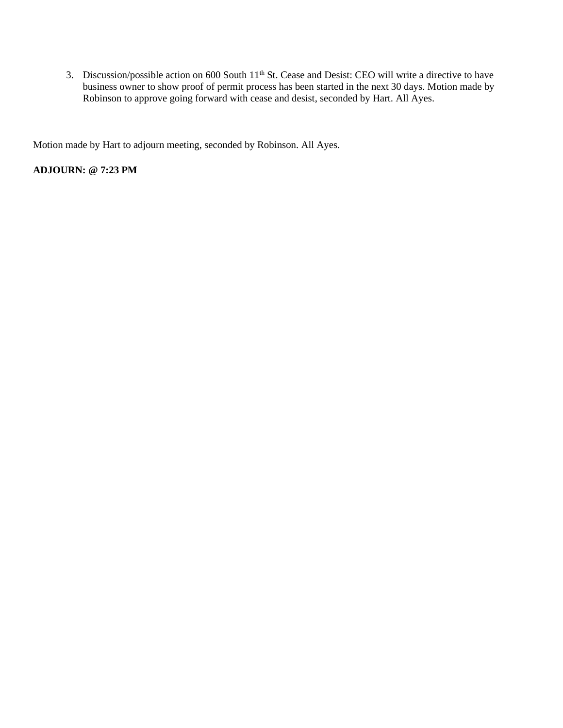3. Discussion/possible action on 600 South 11th St. Cease and Desist: CEO will write a directive to have business owner to show proof of permit process has been started in the next 30 days. Motion made by Robinson to approve going forward with cease and desist, seconded by Hart. All Ayes.

Motion made by Hart to adjourn meeting, seconded by Robinson. All Ayes.

**ADJOURN: @ 7:23 PM**